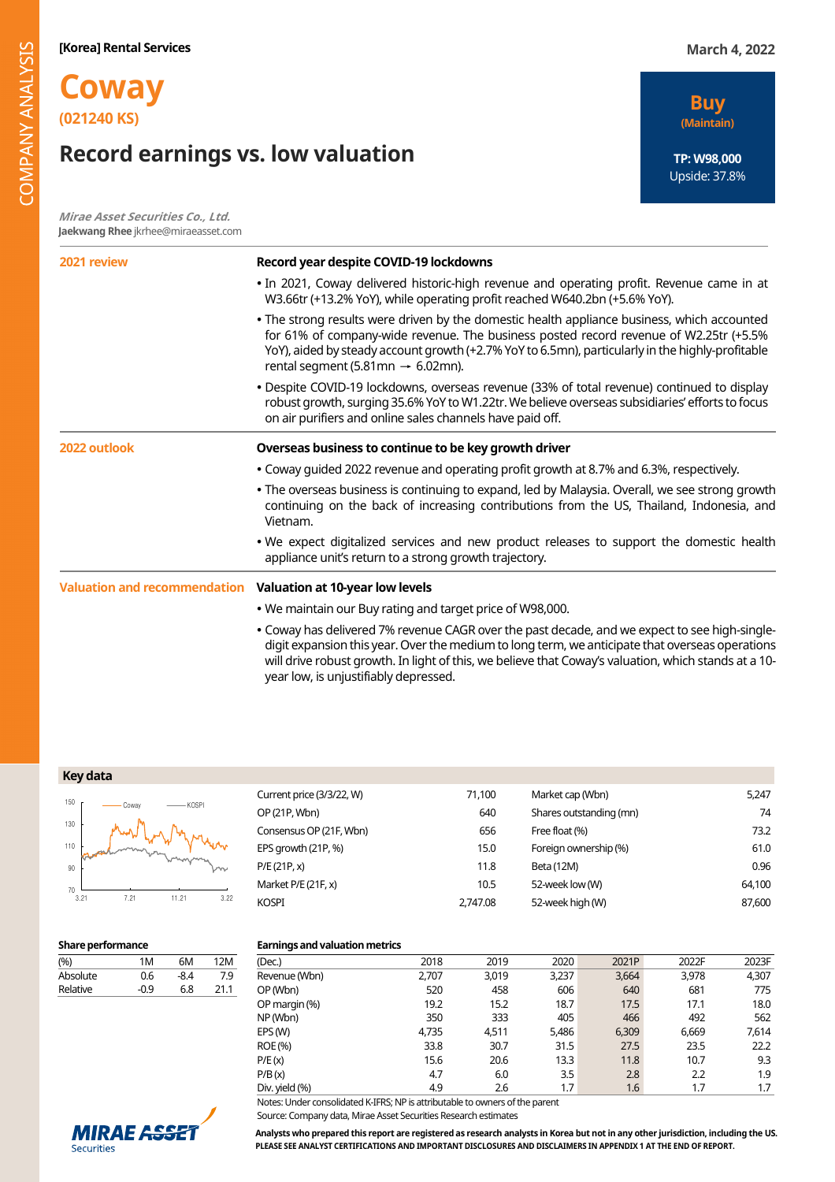[Korea] Rental Services

March 4, 2022

# Coway

**(021240 KS)**

## Record earnings vs. low valuation

**Buy**
**(Maintain)**

**TP: W98,000**
Upside: 37.8%

*Mirae Asset Securities Co., Ltd.*
**Jaekwang Rhee** jkrhee@miraeasset.com

### 2021 review

**Record year despite COVID-19 lockdowns**

- In 2021, Coway delivered historic-high revenue and operating profit. Revenue came in at W3.66tr (+13.2% YoY), while operating profit reached W640.2bn (+5.6% YoY).
- The strong results were driven by the domestic health appliance business, which accounted for 61% of company-wide revenue. The business posted record revenue of W2.25tr (+5.5% YoY), aided by steady account growth (+2.7% YoY to 6.5mn), particularly in the highly-profitable rental segment (5.81mn → 6.02mn).
- Despite COVID-19 lockdowns, overseas revenue (33% of total revenue) continued to display robust growth, surging 35.6% YoY to W1.22tr. We believe overseas subsidiaries' efforts to focus on air purifiers and online sales channels have paid off.

### 2022 outlook

**Overseas business to continue to be key growth driver**

- Coway guided 2022 revenue and operating profit growth at 8.7% and 6.3%, respectively.
- The overseas business is continuing to expand, led by Malaysia. Overall, we see strong growth continuing on the back of increasing contributions from the US, Thailand, Indonesia, and Vietnam.
- We expect digitalized services and new product releases to support the domestic health appliance unit's return to a strong growth trajectory.

### Valuation and recommendation

**Valuation at 10-year low levels**

- We maintain our Buy rating and target price of W98,000.
- Coway has delivered 7% revenue CAGR over the past decade, and we expect to see high-single-digit expansion this year. Over the medium to long term, we anticipate that overseas operations will drive robust growth. In light of this, we believe that Coway's valuation, which stands at a 10-year low, is unjustifiably depressed.

### Key data

| | | | |
|---|---|---|---|
| Current price (3/3/22, W) | 71,100 | Market cap (Wbn) | 5,247 |
| OP (21P, Wbn) | 640 | Shares outstanding (mn) | 74 |
| Consensus OP (21F, Wbn) | 656 | Free float (%) | 73.2 |
| EPS growth (21P, %) | 15.0 | Foreign ownership (%) | 61.0 |
| P/E (21P, x) | 11.8 | Beta (12M) | 0.96 |
| Market P/E (21F, x) | 10.5 | 52-week low (W) | 64,100 |
| KOSPI | 2,747.08 | 52-week high (W) | 87,600 |

### Share performance

| (%) | 1M | 6M | 12M |
|---|---|---|---|
| Absolute | 0.6 | -8.4 | 7.9 |
| Relative | -0.9 | 6.8 | 21.1 |

### Earnings and valuation metrics

| (Dec.) | 2018 | 2019 | 2020 | 2021P | 2022F | 2023F |
|---|---|---|---|---|---|---|
| Revenue (Wbn) | 2,707 | 3,019 | 3,237 | 3,664 | 3,978 | 4,307 |
| OP (Wbn) | 520 | 458 | 606 | 640 | 681 | 775 |
| OP margin (%) | 19.2 | 15.2 | 18.7 | 17.5 | 17.1 | 18.0 |
| NP (Wbn) | 350 | 333 | 405 | 466 | 492 | 562 |
| EPS (W) | 4,735 | 4,511 | 5,486 | 6,309 | 6,669 | 7,614 |
| ROE (%) | 33.8 | 30.7 | 31.5 | 27.5 | 23.5 | 22.2 |
| P/E (x) | 15.6 | 20.6 | 13.3 | 11.8 | 10.7 | 9.3 |
| P/B (x) | 4.7 | 6.0 | 3.5 | 2.8 | 2.2 | 1.9 |
| Div. yield (%) | 4.9 | 2.6 | 1.7 | 1.6 | 1.7 | 1.7 |

Notes: Under consolidated K-IFRS; NP is attributable to owners of the parent
Source: Company data, Mirae Asset Securities Research estimates

**Analysts who prepared this report are registered as research analysts in Korea but not in any other jurisdiction, including the US. PLEASE SEE ANALYST CERTIFICATIONS AND IMPORTANT DISCLOSURES AND DISCLAIMERS IN APPENDIX 1 AT THE END OF REPORT.**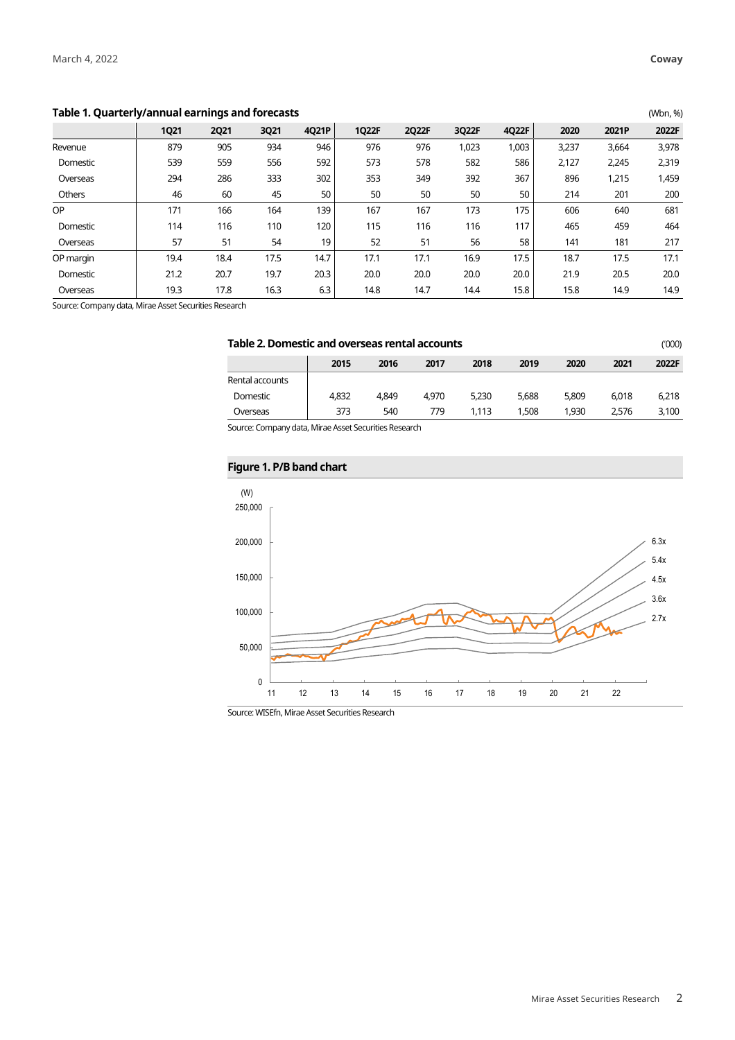**Table 1. Quarterly/annual earnings and forecasts**

(Wbn, %)

| | 1Q21 | 2Q21 | 3Q21 | 4Q21P | 1Q22F | 2Q22F | 3Q22F | 4Q22F | 2020 | 2021P | 2022F |
|---|---|---|---|---|---|---|---|---|---|---|---|
| Revenue | 879 | 905 | 934 | 946 | 976 | 976 | 1,023 | 1,003 | 3,237 | 3,664 | 3,978 |
| Domestic | 539 | 559 | 556 | 592 | 573 | 578 | 582 | 586 | 2,127 | 2,245 | 2,319 |
| Overseas | 294 | 286 | 333 | 302 | 353 | 349 | 392 | 367 | 896 | 1,215 | 1,459 |
| Others | 46 | 60 | 45 | 50 | 50 | 50 | 50 | 50 | 214 | 201 | 200 |
| OP | 171 | 166 | 164 | 139 | 167 | 167 | 173 | 175 | 606 | 640 | 681 |
| Domestic | 114 | 116 | 110 | 120 | 115 | 116 | 116 | 117 | 465 | 459 | 464 |
| Overseas | 57 | 51 | 54 | 19 | 52 | 51 | 56 | 58 | 141 | 181 | 217 |
| OP margin | 19.4 | 18.4 | 17.5 | 14.7 | 17.1 | 17.1 | 16.9 | 17.5 | 18.7 | 17.5 | 17.1 |
| Domestic | 21.2 | 20.7 | 19.7 | 20.3 | 20.0 | 20.0 | 20.0 | 20.0 | 21.9 | 20.5 | 20.0 |
| Overseas | 19.3 | 17.8 | 16.3 | 6.3 | 14.8 | 14.7 | 14.4 | 15.8 | 15.8 | 14.9 | 14.9 |

Source: Company data, Mirae Asset Securities Research

**Table 2. Domestic and overseas rental accounts**

('000)

| | 2015 | 2016 | 2017 | 2018 | 2019 | 2020 | 2021 | 2022F |
|---|---|---|---|---|---|---|---|---|
| Rental accounts | | | | | | | | |
| Domestic | 4,832 | 4,849 | 4,970 | 5,230 | 5,688 | 5,809 | 6,018 | 6,218 |
| Overseas | 373 | 540 | 779 | 1,113 | 1,508 | 1,930 | 2,576 | 3,100 |

Source: Company data, Mirae Asset Securities Research

**Figure 1. P/B band chart**

Source: WISEfn, Mirae Asset Securities Research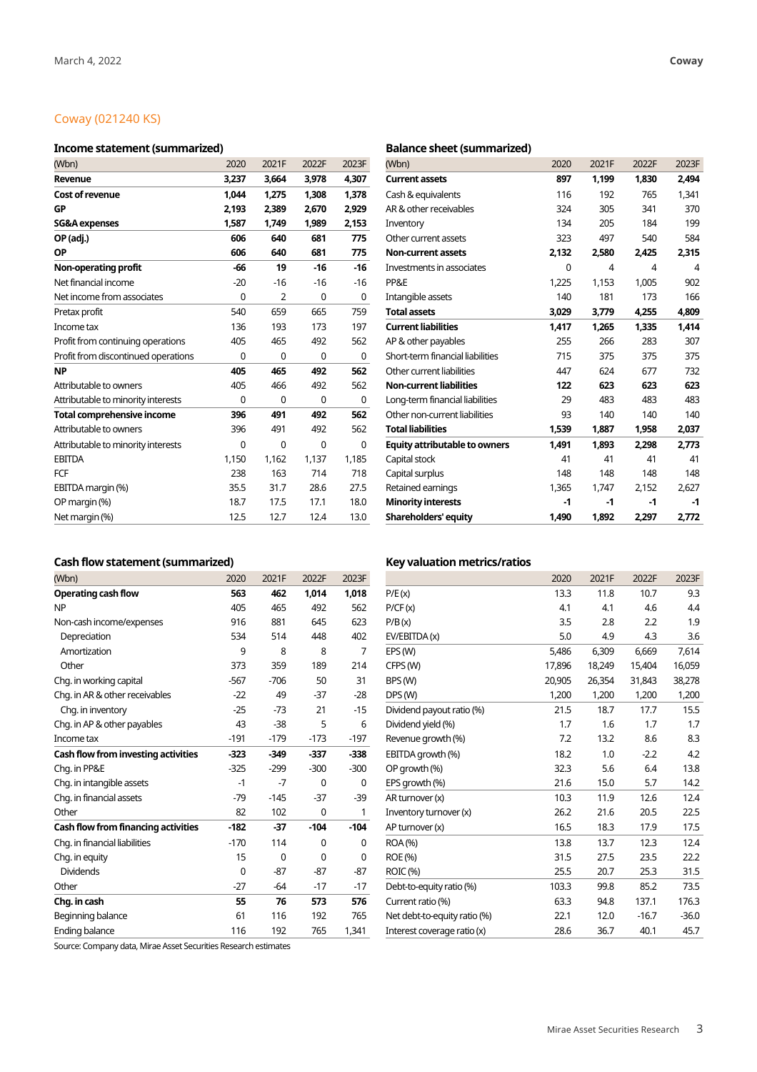## Coway (021240 KS)

### Income statement (summarized)

| (Wbn) | 2020 | 2021F | 2022F | 2023F |
|---|---|---|---|---|
| **Revenue** | **3,237** | **3,664** | **3,978** | **4,307** |
| **Cost of revenue** | **1,044** | **1,275** | **1,308** | **1,378** |
| **GP** | **2,193** | **2,389** | **2,670** | **2,929** |
| **SG&A expenses** | **1,587** | **1,749** | **1,989** | **2,153** |
| **OP (adj.)** | **606** | **640** | **681** | **775** |
| **OP** | **606** | **640** | **681** | **775** |
| **Non-operating profit** | **-66** | **19** | **-16** | **-16** |
| Net financial income | -20 | -16 | -16 | -16 |
| Net income from associates | 0 | 2 | 0 | 0 |
| Pretax profit | 540 | 659 | 665 | 759 |
| Income tax | 136 | 193 | 173 | 197 |
| Profit from continuing operations | 405 | 465 | 492 | 562 |
| Profit from discontinued operations | 0 | 0 | 0 | 0 |
| **NP** | **405** | **465** | **492** | **562** |
| Attributable to owners | 405 | 466 | 492 | 562 |
| Attributable to minority interests | 0 | 0 | 0 | 0 |
| **Total comprehensive income** | **396** | **491** | **492** | **562** |
| Attributable to owners | 396 | 491 | 492 | 562 |
| Attributable to minority interests | 0 | 0 | 0 | 0 |
| EBITDA | 1,150 | 1,162 | 1,137 | 1,185 |
| FCF | 238 | 163 | 714 | 718 |
| EBITDA margin (%) | 35.5 | 31.7 | 28.6 | 27.5 |
| OP margin (%) | 18.7 | 17.5 | 17.1 | 18.0 |
| Net margin (%) | 12.5 | 12.7 | 12.4 | 13.0 |

### Balance sheet (summarized)

| (Wbn) | 2020 | 2021F | 2022F | 2023F |
|---|---|---|---|---|
| **Current assets** | **897** | **1,199** | **1,830** | **2,494** |
| Cash & equivalents | 116 | 192 | 765 | 1,341 |
| AR & other receivables | 324 | 305 | 341 | 370 |
| Inventory | 134 | 205 | 184 | 199 |
| Other current assets | 323 | 497 | 540 | 584 |
| **Non-current assets** | **2,132** | **2,580** | **2,425** | **2,315** |
| Investments in associates | 0 | 4 | 4 | 4 |
| PP&E | 1,225 | 1,153 | 1,005 | 902 |
| Intangible assets | 140 | 181 | 173 | 166 |
| **Total assets** | **3,029** | **3,779** | **4,255** | **4,809** |
| **Current liabilities** | **1,417** | **1,265** | **1,335** | **1,414** |
| AP & other payables | 255 | 266 | 283 | 307 |
| Short-term financial liabilities | 715 | 375 | 375 | 375 |
| Other current liabilities | 447 | 624 | 677 | 732 |
| **Non-current liabilities** | **122** | **623** | **623** | **623** |
| Long-term financial liabilities | 29 | 483 | 483 | 483 |
| Other non-current liabilities | 93 | 140 | 140 | 140 |
| **Total liabilities** | **1,539** | **1,887** | **1,958** | **2,037** |
| **Equity attributable to owners** | **1,491** | **1,893** | **2,298** | **2,773** |
| Capital stock | 41 | 41 | 41 | 41 |
| Capital surplus | 148 | 148 | 148 | 148 |
| Retained earnings | 1,365 | 1,747 | 2,152 | 2,627 |
| **Minority interests** | **-1** | **-1** | **-1** | **-1** |
| **Shareholders' equity** | **1,490** | **1,892** | **2,297** | **2,772** |

### Cash flow statement (summarized)

| (Wbn) | 2020 | 2021F | 2022F | 2023F |
|---|---|---|---|---|
| **Operating cash flow** | **563** | **462** | **1,014** | **1,018** |
| NP | 405 | 465 | 492 | 562 |
| Non-cash income/expenses | 916 | 881 | 645 | 623 |
| Depreciation | 534 | 514 | 448 | 402 |
| Amortization | 9 | 8 | 8 | 7 |
| Other | 373 | 359 | 189 | 214 |
| Chg. in working capital | -567 | -706 | 50 | 31 |
| Chg. in AR & other receivables | -22 | 49 | -37 | -28 |
| Chg. in inventory | -25 | -73 | 21 | -15 |
| Chg. in AP & other payables | 43 | -38 | 5 | 6 |
| Income tax | -191 | -179 | -173 | -197 |
| **Cash flow from investing activities** | **-323** | **-349** | **-337** | **-338** |
| Chg. in PP&E | -325 | -299 | -300 | -300 |
| Chg. in intangible assets | -1 | -7 | 0 | 0 |
| Chg. in financial assets | -79 | -145 | -37 | -39 |
| Other | 82 | 102 | 0 | 1 |
| **Cash flow from financing activities** | **-182** | **-37** | **-104** | **-104** |
| Chg. in financial liabilities | -170 | 114 | 0 | 0 |
| Chg. in equity | 15 | 0 | 0 | 0 |
| Dividends | 0 | -87 | -87 | -87 |
| Other | -27 | -64 | -17 | -17 |
| **Chg. in cash** | **55** | **76** | **573** | **576** |
| Beginning balance | 61 | 116 | 192 | 765 |
| Ending balance | 116 | 192 | 765 | 1,341 |

### Key valuation metrics/ratios

| | 2020 | 2021F | 2022F | 2023F |
|---|---|---|---|---|
| P/E (x) | 13.3 | 11.8 | 10.7 | 9.3 |
| P/CF (x) | 4.1 | 4.1 | 4.6 | 4.4 |
| P/B (x) | 3.5 | 2.8 | 2.2 | 1.9 |
| EV/EBITDA (x) | 5.0 | 4.9 | 4.3 | 3.6 |
| EPS (W) | 5,486 | 6,309 | 6,669 | 7,614 |
| CFPS (W) | 17,896 | 18,249 | 15,404 | 16,059 |
| BPS (W) | 20,905 | 26,354 | 31,843 | 38,278 |
| DPS (W) | 1,200 | 1,200 | 1,200 | 1,200 |
| Dividend payout ratio (%) | 21.5 | 18.7 | 17.7 | 15.5 |
| Dividend yield (%) | 1.7 | 1.6 | 1.7 | 1.7 |
| Revenue growth (%) | 7.2 | 13.2 | 8.6 | 8.3 |
| EBITDA growth (%) | 18.2 | 1.0 | -2.2 | 4.2 |
| OP growth (%) | 32.3 | 5.6 | 6.4 | 13.8 |
| EPS growth (%) | 21.6 | 15.0 | 5.7 | 14.2 |
| AR turnover (x) | 10.3 | 11.9 | 12.6 | 12.4 |
| Inventory turnover (x) | 26.2 | 21.6 | 20.5 | 22.5 |
| AP turnover (x) | 16.5 | 18.3 | 17.9 | 17.5 |
| ROA (%) | 13.8 | 13.7 | 12.3 | 12.4 |
| ROE (%) | 31.5 | 27.5 | 23.5 | 22.2 |
| ROIC (%) | 25.5 | 20.7 | 25.3 | 31.5 |
| Debt-to-equity ratio (%) | 103.3 | 99.8 | 85.2 | 73.5 |
| Current ratio (%) | 63.3 | 94.8 | 137.1 | 176.3 |
| Net debt-to-equity ratio (%) | 22.1 | 12.0 | -16.7 | -36.0 |
| Interest coverage ratio (x) | 28.6 | 36.7 | 40.1 | 45.7 |

Source: Company data, Mirae Asset Securities Research estimates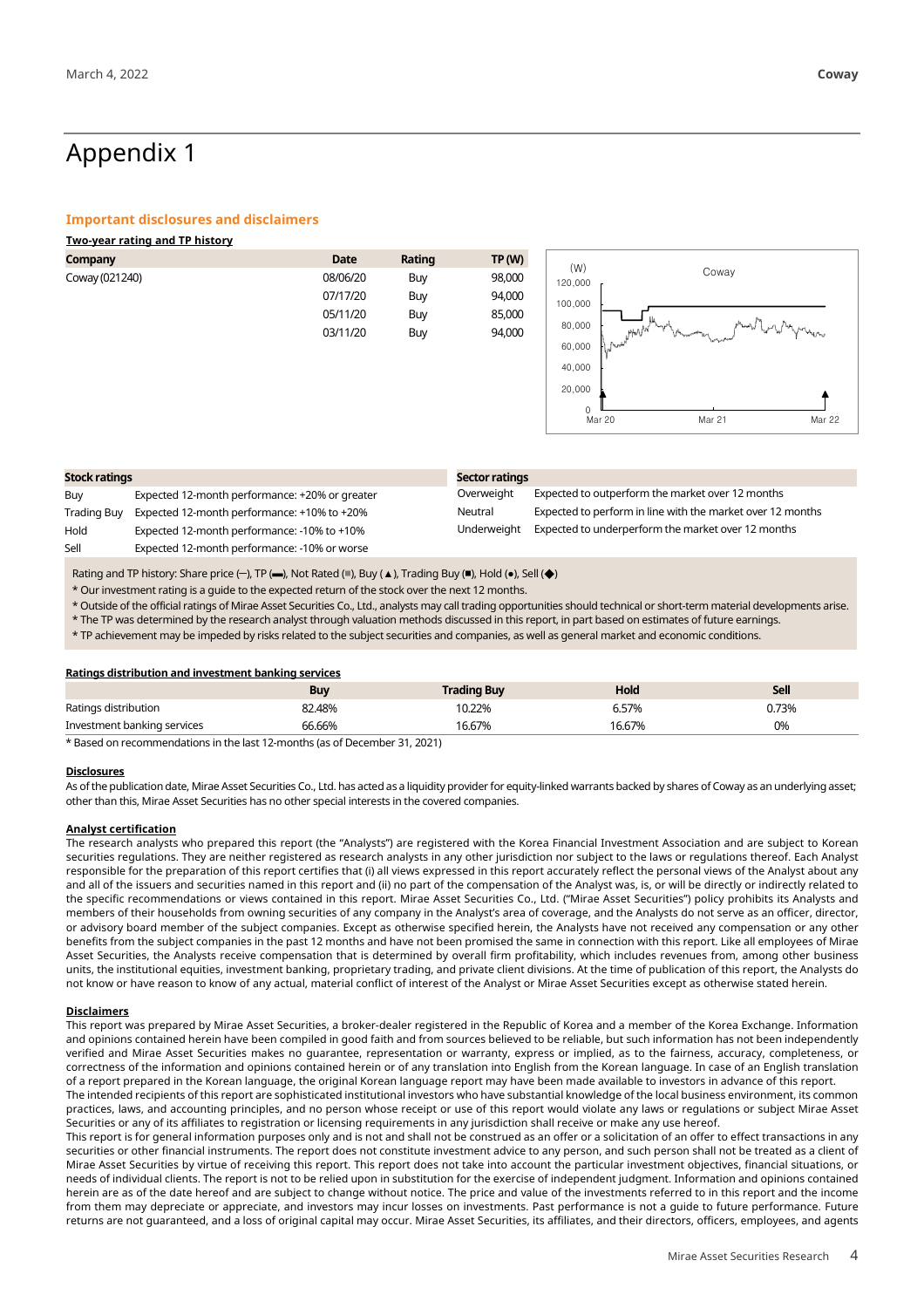# Appendix 1

## Important disclosures and disclaimers

**Two-year rating and TP history**

| Company | Date | Rating | TP (W) |
|---|---|---|---|
| Coway (021240) | 08/06/20 | Buy | 98,000 |
| | 07/17/20 | Buy | 94,000 |
| | 05/11/20 | Buy | 85,000 |
| | 03/11/20 | Buy | 94,000 |

| Stock ratings | | Sector ratings | |
|---|---|---|---|
| Buy | Expected 12-month performance: +20% or greater | Overweight | Expected to outperform the market over 12 months |
| Trading Buy | Expected 12-month performance: +10% to +20% | Neutral | Expected to perform in line with the market over 12 months |
| Hold | Expected 12-month performance: -10% to +10% | Underweight | Expected to underperform the market over 12 months |
| Sell | Expected 12-month performance: -10% or worse | | |

Rating and TP history: Share price (─), TP (▬), Not Rated (■), Buy (▲), Trading Buy (■), Hold (●), Sell (◆)

* Our investment rating is a guide to the expected return of the stock over the next 12 months.
* Outside of the official ratings of Mirae Asset Securities Co., Ltd., analysts may call trading opportunities should technical or short-term material developments arise.
* The TP was determined by the research analyst through valuation methods discussed in this report, in part based on estimates of future earnings.
* TP achievement may be impeded by risks related to the subject securities and companies, as well as general market and economic conditions.

**Ratings distribution and investment banking services**

| | Buy | Trading Buy | Hold | Sell |
|---|---|---|---|---|
| Ratings distribution | 82.48% | 10.22% | 6.57% | 0.73% |
| Investment banking services | 66.66% | 16.67% | 16.67% | 0% |

* Based on recommendations in the last 12-months (as of December 31, 2021)

**Disclosures**

As of the publication date, Mirae Asset Securities Co., Ltd. has acted as a liquidity provider for equity-linked warrants backed by shares of Coway as an underlying asset; other than this, Mirae Asset Securities has no other special interests in the covered companies.

**Analyst certification**

The research analysts who prepared this report (the "Analysts") are registered with the Korea Financial Investment Association and are subject to Korean securities regulations. They are neither registered as research analysts in any other jurisdiction nor subject to the laws or regulations thereof. Each Analyst responsible for the preparation of this report certifies that (i) all views expressed in this report accurately reflect the personal views of the Analyst about any and all of the issuers and securities named in this report and (ii) no part of the compensation of the Analyst was, is, or will be directly or indirectly related to the specific recommendations or views contained in this report. Mirae Asset Securities Co., Ltd. ("Mirae Asset Securities") policy prohibits its Analysts and members of their households from owning securities of any company in the Analyst's area of coverage, and the Analysts do not serve as an officer, director, or advisory board member of the subject companies. Except as otherwise specified herein, the Analysts have not received any compensation or any other benefits from the subject companies in the past 12 months and have not been promised the same in connection with this report. Like all employees of Mirae Asset Securities, the Analysts receive compensation that is determined by overall firm profitability, which includes revenues from, among other business units, the institutional equities, investment banking, proprietary trading, and private client divisions. At the time of publication of this report, the Analysts do not know or have reason to know of any actual, material conflict of interest of the Analyst or Mirae Asset Securities except as otherwise stated herein.

**Disclaimers**

This report was prepared by Mirae Asset Securities, a broker-dealer registered in the Republic of Korea and a member of the Korea Exchange. Information and opinions contained herein have been compiled in good faith and from sources believed to be reliable, but such information has not been independently verified and Mirae Asset Securities makes no guarantee, representation or warranty, express or implied, as to the fairness, accuracy, completeness, or correctness of the information and opinions contained herein or of any translation into English from the Korean language. In case of an English translation of a report prepared in the Korean language, the original Korean language report may have been made available to investors in advance of this report.

The intended recipients of this report are sophisticated institutional investors who have substantial knowledge of the local business environment, its common practices, laws, and accounting principles, and no person whose receipt or use of this report would violate any laws or regulations or subject Mirae Asset Securities or any of its affiliates to registration or licensing requirements in any jurisdiction shall receive or make any use hereof.

This report is for general information purposes only and is not and shall not be construed as an offer or a solicitation of an offer to effect transactions in any securities or other financial instruments. The report does not constitute investment advice to any person, and such person shall not be treated as a client of Mirae Asset Securities by virtue of receiving this report. This report does not take into account the particular investment objectives, financial situations, or needs of individual clients. The report is not to be relied upon in substitution for the exercise of independent judgment. Information and opinions contained herein are as of the date hereof and are subject to change without notice. The price and value of the investments referred to in this report and the income from them may depreciate or appreciate, and investors may incur losses on investments. Past performance is not a guide to future performance. Future returns are not guaranteed, and a loss of original capital may occur. Mirae Asset Securities, its affiliates, and their directors, officers, employees, and agents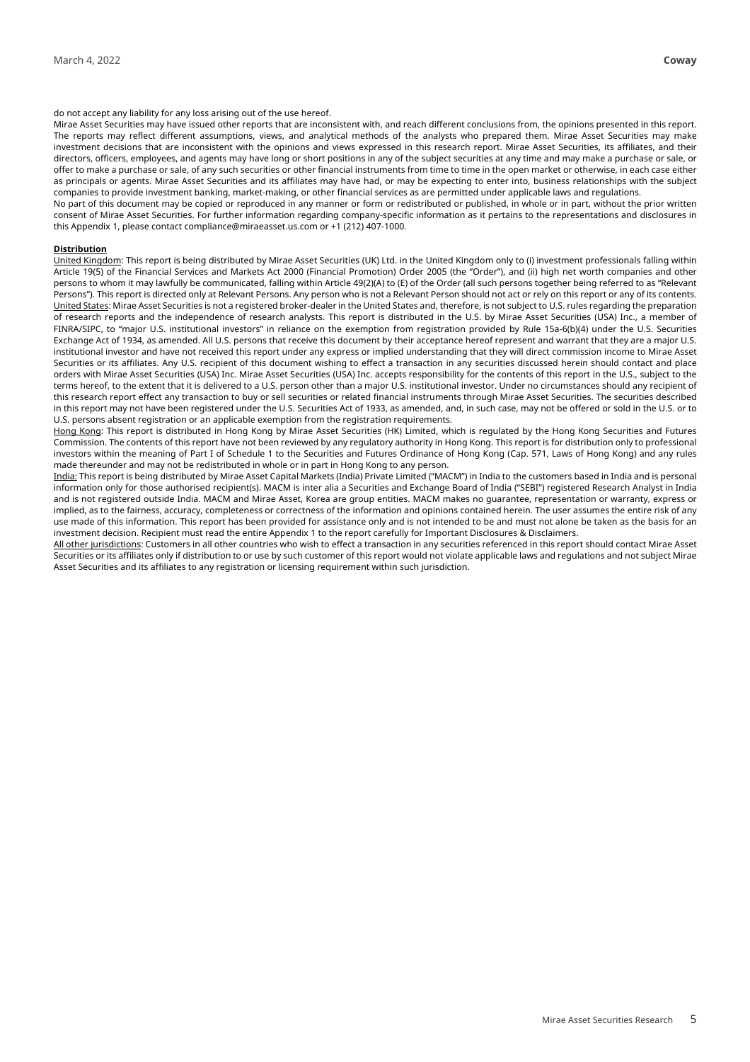do not accept any liability for any loss arising out of the use hereof.

Mirae Asset Securities may have issued other reports that are inconsistent with, and reach different conclusions from, the opinions presented in this report. The reports may reflect different assumptions, views, and analytical methods of the analysts who prepared them. Mirae Asset Securities may make investment decisions that are inconsistent with the opinions and views expressed in this research report. Mirae Asset Securities, its affiliates, and their directors, officers, employees, and agents may have long or short positions in any of the subject securities at any time and may make a purchase or sale, or offer to make a purchase or sale, of any such securities or other financial instruments from time to time in the open market or otherwise, in each case either as principals or agents. Mirae Asset Securities and its affiliates may have had, or may be expecting to enter into, business relationships with the subject companies to provide investment banking, market-making, or other financial services as are permitted under applicable laws and regulations.

No part of this document may be copied or reproduced in any manner or form or redistributed or published, in whole or in part, without the prior written consent of Mirae Asset Securities. For further information regarding company-specific information as it pertains to the representations and disclosures in this Appendix 1, please contact compliance@miraeasset.us.com or +1 (212) 407-1000.

**Distribution**

United Kingdom: This report is being distributed by Mirae Asset Securities (UK) Ltd. in the United Kingdom only to (i) investment professionals falling within Article 19(5) of the Financial Services and Markets Act 2000 (Financial Promotion) Order 2005 (the "Order"), and (ii) high net worth companies and other persons to whom it may lawfully be communicated, falling within Article 49(2)(A) to (E) of the Order (all such persons together being referred to as "Relevant Persons"). This report is directed only at Relevant Persons. Any person who is not a Relevant Person should not act or rely on this report or any of its contents.

United States: Mirae Asset Securities is not a registered broker-dealer in the United States and, therefore, is not subject to U.S. rules regarding the preparation of research reports and the independence of research analysts. This report is distributed in the U.S. by Mirae Asset Securities (USA) Inc., a member of FINRA/SIPC, to "major U.S. institutional investors" in reliance on the exemption from registration provided by Rule 15a-6(b)(4) under the U.S. Securities Exchange Act of 1934, as amended. All U.S. persons that receive this document by their acceptance hereof represent and warrant that they are a major U.S. institutional investor and have not received this report under any express or implied understanding that they will direct commission income to Mirae Asset Securities or its affiliates. Any U.S. recipient of this document wishing to effect a transaction in any securities discussed herein should contact and place orders with Mirae Asset Securities (USA) Inc. Mirae Asset Securities (USA) Inc. accepts responsibility for the contents of this report in the U.S., subject to the terms hereof, to the extent that it is delivered to a U.S. person other than a major U.S. institutional investor. Under no circumstances should any recipient of this research report effect any transaction to buy or sell securities or related financial instruments through Mirae Asset Securities. The securities described in this report may not have been registered under the U.S. Securities Act of 1933, as amended, and, in such case, may not be offered or sold in the U.S. or to U.S. persons absent registration or an applicable exemption from the registration requirements.

Hong Kong: This report is distributed in Hong Kong by Mirae Asset Securities (HK) Limited, which is regulated by the Hong Kong Securities and Futures Commission. The contents of this report have not been reviewed by any regulatory authority in Hong Kong. This report is for distribution only to professional investors within the meaning of Part I of Schedule 1 to the Securities and Futures Ordinance of Hong Kong (Cap. 571, Laws of Hong Kong) and any rules made thereunder and may not be redistributed in whole or in part in Hong Kong to any person.

India: This report is being distributed by Mirae Asset Capital Markets (India) Private Limited ("MACM") in India to the customers based in India and is personal information only for those authorised recipient(s). MACM is inter alia a Securities and Exchange Board of India ("SEBI") registered Research Analyst in India and is not registered outside India. MACM and Mirae Asset, Korea are group entities. MACM makes no guarantee, representation or warranty, express or implied, as to the fairness, accuracy, completeness or correctness of the information and opinions contained herein. The user assumes the entire risk of any use made of this information. This report has been provided for assistance only and is not intended to be and must not alone be taken as the basis for an investment decision. Recipient must read the entire Appendix 1 to the report carefully for Important Disclosures & Disclaimers.

All other jurisdictions: Customers in all other countries who wish to effect a transaction in any securities referenced in this report should contact Mirae Asset Securities or its affiliates only if distribution to or use by such customer of this report would not violate applicable laws and regulations and not subject Mirae Asset Securities and its affiliates to any registration or licensing requirement within such jurisdiction.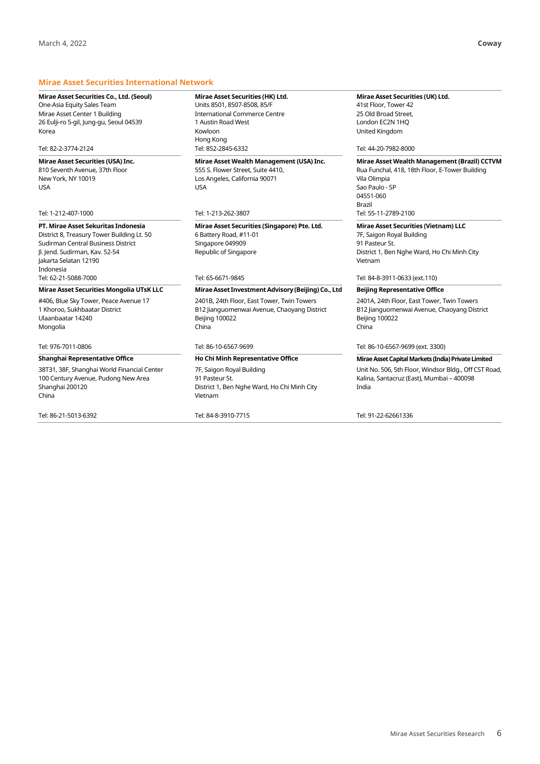## Mirae Asset Securities International Network

**Mirae Asset Securities Co., Ltd. (Seoul)**
One-Asia Equity Sales Team
Mirae Asset Center 1 Building
26 Eulji-ro 5-gil, Jung-gu, Seoul 04539
Korea

Tel: 82-2-3774-2124

**Mirae Asset Securities (HK) Ltd.**
Units 8501, 8507-8508, 85/F
International Commerce Centre
1 Austin Road West
Kowloon
Hong Kong
Tel: 852-2845-6332

**Mirae Asset Securities (UK) Ltd.**
41st Floor, Tower 42
25 Old Broad Street,
London EC2N 1HQ
United Kingdom

Tel: 44-20-7982-8000

**Mirae Asset Securities (USA) Inc.**
810 Seventh Avenue, 37th Floor
New York, NY 10019
USA

Tel: 1-212-407-1000

**Mirae Asset Wealth Management (USA) Inc.**
555 S. Flower Street, Suite 4410,
Los Angeles, California 90071
USA

Tel: 1-213-262-3807

**Mirae Asset Wealth Management (Brazil) CCTVM**
Rua Funchal, 418, 18th Floor, E-Tower Building
Vila Olimpia
Sao Paulo - SP
04551-060
Brazil
Tel: 55-11-2789-2100

**PT. Mirae Asset Sekuritas Indonesia**
District 8, Treasury Tower Building Lt. 50
Sudirman Central Business District
Jl. Jend. Sudirman, Kav. 52-54
Jakarta Selatan 12190
Indonesia
Tel: 62-21-5088-7000

**Mirae Asset Securities (Singapore) Pte. Ltd.**
6 Battery Road, #11-01
Singapore 049909
Republic of Singapore

Tel: 65-6671-9845

**Mirae Asset Securities (Vietnam) LLC**
7F, Saigon Royal Building
91 Pasteur St.
District 1, Ben Nghe Ward, Ho Chi Minh City
Vietnam

Tel: 84-8-3911-0633 (ext.110)

**Mirae Asset Securities Mongolia UTsK LLC**
#406, Blue Sky Tower, Peace Avenue 17
1 Khoroo, Sukhbaatar District
Ulaanbaatar 14240
Mongolia

Tel: 976-7011-0806

**Mirae Asset Investment Advisory (Beijing) Co., Ltd**
2401B, 24th Floor, East Tower, Twin Towers
B12 Jianguomenwai Avenue, Chaoyang District
Beijing 100022
China

Tel: 86-10-6567-9699

**Beijing Representative Office**
2401A, 24th Floor, East Tower, Twin Towers
B12 Jianguomenwai Avenue, Chaoyang District
Beijing 100022
China

Tel: 86-10-6567-9699 (ext. 3300)

**Shanghai Representative Office**
38T31, 38F, Shanghai World Financial Center
100 Century Avenue, Pudong New Area
Shanghai 200120
China

Tel: 86-21-5013-6392

**Ho Chi Minh Representative Office**
7F, Saigon Royal Building
91 Pasteur St.
District 1, Ben Nghe Ward, Ho Chi Minh City
Vietnam

Tel: 84-8-3910-7715

**Mirae Asset Capital Markets (India) Private Limited**
Unit No. 506, 5th Floor, Windsor Bldg., Off CST Road,
Kalina, Santacruz (East), Mumbai – 400098
India

Tel: 91-22-62661336